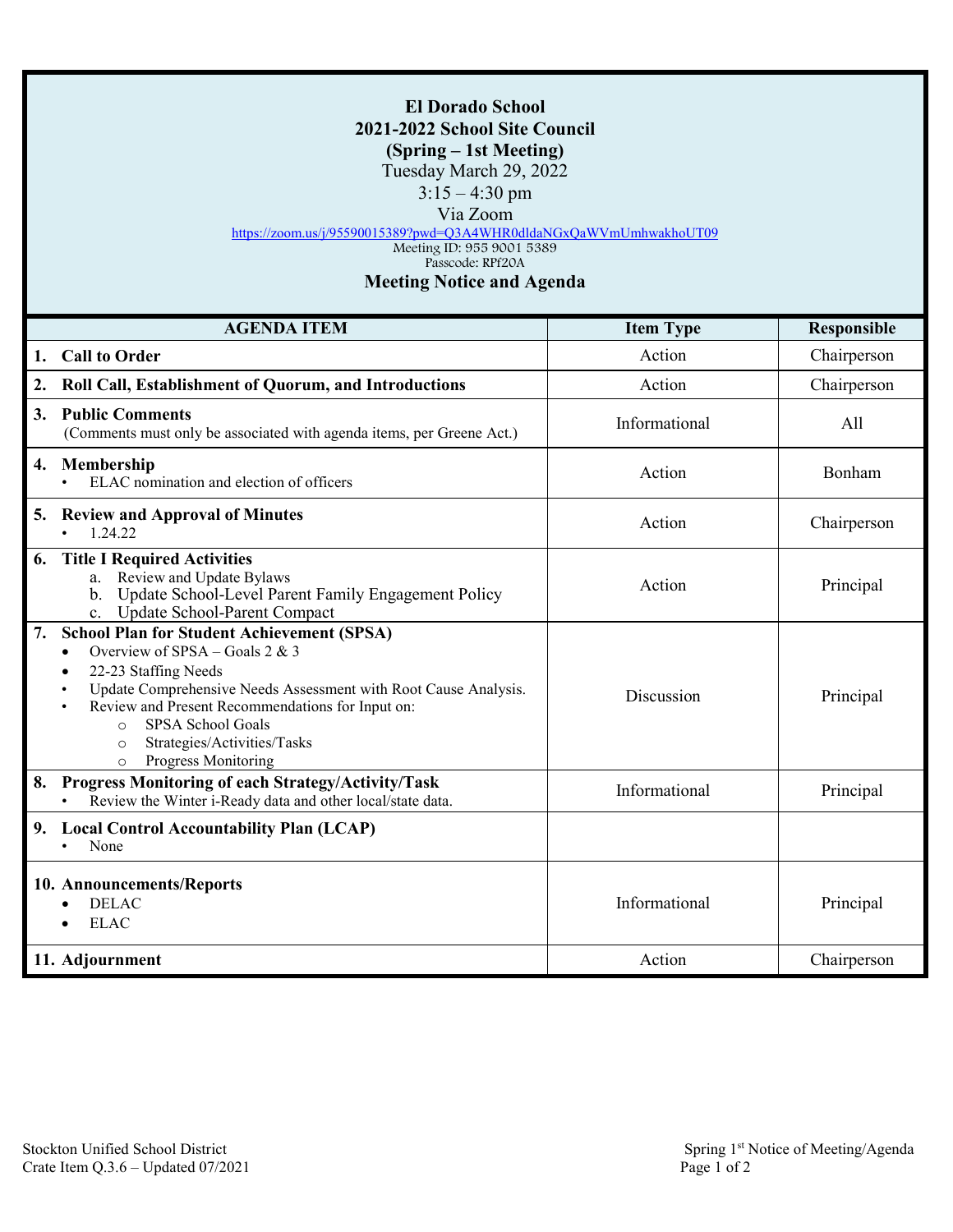# El Dorado School
## 2021-2022 School Site Council
### (Spring – 1st Meeting)

Tuesday March 29, 2022

3:15 – 4:30 pm

Via Zoom

https://zoom.us/j/95590015389?pwd=Q3A4WHR0dldaNGxQaWVmUmhwakhoUT09

Meeting ID: 955 9001 5389

Passcode: RPf20A

## Meeting Notice and Agenda

| AGENDA ITEM | Item Type | Responsible |
|---|---|---|
| **1. Call to Order** | Action | Chairperson |
| **2. Roll Call, Establishment of Quorum, and Introductions** | Action | Chairperson |
| **3. Public Comments**<br>(Comments must only be associated with agenda items, per Greene Act.) | Informational | All |
| **4. Membership**<br>• ELAC nomination and election of officers | Action | Bonham |
| **5. Review and Approval of Minutes**<br>• 1.24.22 | Action | Chairperson |
| **6. Title I Required Activities**<br>a. Review and Update Bylaws<br>b. Update School-Level Parent Family Engagement Policy<br>c. Update School-Parent Compact | Action | Principal |
| **7. School Plan for Student Achievement (SPSA)**<br>• Overview of SPSA – Goals 2 & 3<br>• 22-23 Staffing Needs<br>• Update Comprehensive Needs Assessment with Root Cause Analysis.<br>• Review and Present Recommendations for Input on:<br>&nbsp;&nbsp;○ SPSA School Goals<br>&nbsp;&nbsp;○ Strategies/Activities/Tasks<br>&nbsp;&nbsp;○ Progress Monitoring | Discussion | Principal |
| **8. Progress Monitoring of each Strategy/Activity/Task**<br>• Review the Winter i-Ready data and other local/state data. | Informational | Principal |
| **9. Local Control Accountability Plan (LCAP)**<br>• None | | |
| **10. Announcements/Reports**<br>• DELAC<br>• ELAC | Informational | Principal |
| **11. Adjournment** | Action | Chairperson |

Stockton Unified School District
Crate Item Q.3.6 – Updated 07/2021

Spring 1st Notice of Meeting/Agenda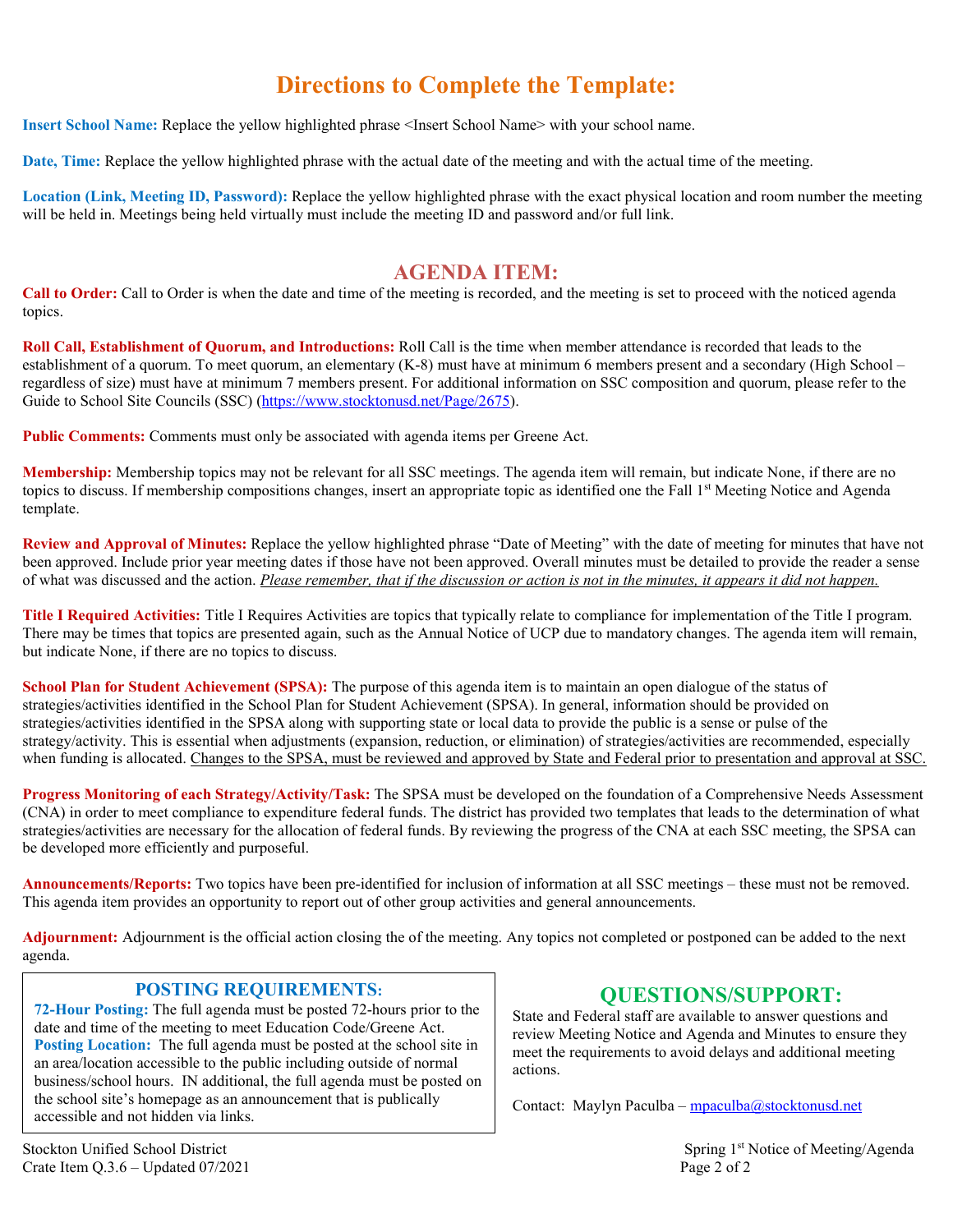# Directions to Complete the Template:

**Insert School Name:** Replace the yellow highlighted phrase <Insert School Name> with your school name.

**Date, Time:** Replace the yellow highlighted phrase with the actual date of the meeting and with the actual time of the meeting.

**Location (Link, Meeting ID, Password):** Replace the yellow highlighted phrase with the exact physical location and room number the meeting will be held in. Meetings being held virtually must include the meeting ID and password and/or full link.

## AGENDA ITEM:

**Call to Order:** Call to Order is when the date and time of the meeting is recorded, and the meeting is set to proceed with the noticed agenda topics.

**Roll Call, Establishment of Quorum, and Introductions:** Roll Call is the time when member attendance is recorded that leads to the establishment of a quorum. To meet quorum, an elementary (K-8) must have at minimum 6 members present and a secondary (High School – regardless of size) must have at minimum 7 members present. For additional information on SSC composition and quorum, please refer to the Guide to School Site Councils (SSC) (https://www.stocktonusd.net/Page/2675).

**Public Comments:** Comments must only be associated with agenda items per Greene Act.

**Membership:** Membership topics may not be relevant for all SSC meetings. The agenda item will remain, but indicate None, if there are no topics to discuss. If membership compositions changes, insert an appropriate topic as identified one the Fall 1st Meeting Notice and Agenda template.

**Review and Approval of Minutes:** Replace the yellow highlighted phrase "Date of Meeting" with the date of meeting for minutes that have not been approved. Include prior year meeting dates if those have not been approved. Overall minutes must be detailed to provide the reader a sense of what was discussed and the action. *Please remember, that if the discussion or action is not in the minutes, it appears it did not happen.*

**Title I Required Activities:** Title I Requires Activities are topics that typically relate to compliance for implementation of the Title I program. There may be times that topics are presented again, such as the Annual Notice of UCP due to mandatory changes. The agenda item will remain, but indicate None, if there are no topics to discuss.

**School Plan for Student Achievement (SPSA):** The purpose of this agenda item is to maintain an open dialogue of the status of strategies/activities identified in the School Plan for Student Achievement (SPSA). In general, information should be provided on strategies/activities identified in the SPSA along with supporting state or local data to provide the public is a sense or pulse of the strategy/activity. This is essential when adjustments (expansion, reduction, or elimination) of strategies/activities are recommended, especially when funding is allocated. Changes to the SPSA, must be reviewed and approved by State and Federal prior to presentation and approval at SSC.

**Progress Monitoring of each Strategy/Activity/Task:** The SPSA must be developed on the foundation of a Comprehensive Needs Assessment (CNA) in order to meet compliance to expenditure federal funds. The district has provided two templates that leads to the determination of what strategies/activities are necessary for the allocation of federal funds. By reviewing the progress of the CNA at each SSC meeting, the SPSA can be developed more efficiently and purposeful.

**Announcements/Reports:** Two topics have been pre-identified for inclusion of information at all SSC meetings – these must not be removed. This agenda item provides an opportunity to report out of other group activities and general announcements.

**Adjournment:** Adjournment is the official action closing the of the meeting. Any topics not completed or postponed can be added to the next agenda.

### POSTING REQUIREMENTS:

**72-Hour Posting:** The full agenda must be posted 72-hours prior to the date and time of the meeting to meet Education Code/Greene Act.
**Posting Location:** The full agenda must be posted at the school site in an area/location accessible to the public including outside of normal business/school hours. IN additional, the full agenda must be posted on the school site's homepage as an announcement that is publically accessible and not hidden via links.

### QUESTIONS/SUPPORT:

State and Federal staff are available to answer questions and review Meeting Notice and Agenda and Minutes to ensure they meet the requirements to avoid delays and additional meeting actions.

Contact: Maylyn Paculba – mpaculba@stocktonusd.net

Stockton Unified School District
Crate Item Q.3.6 – Updated 07/2021

Spring 1st Notice of Meeting/Agenda